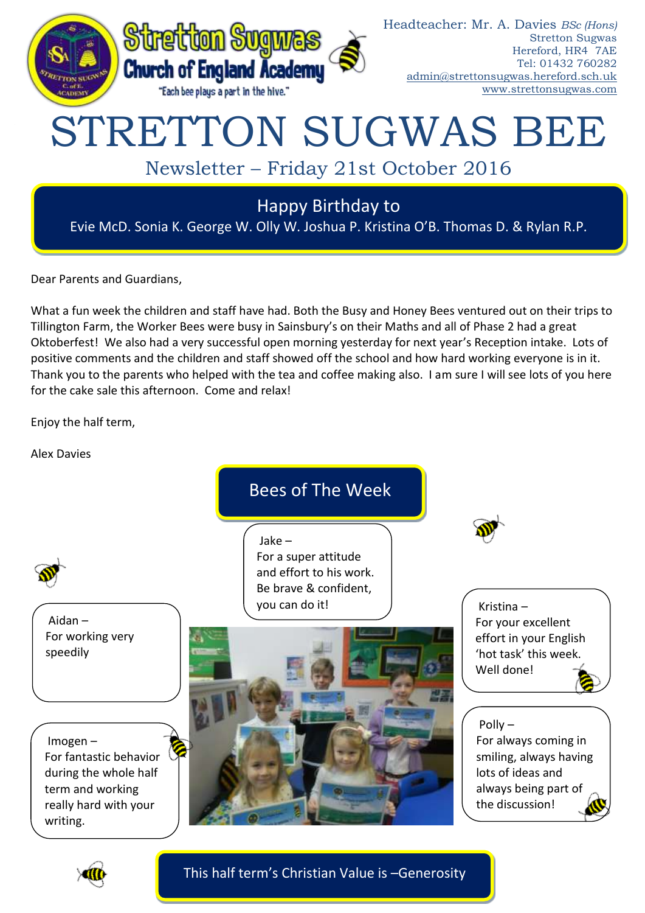# Stretton Sugwas Church of England Academy

"Each bee plays a part in the hive."

Headteacher: Mr. A. Davies *BSc (Hons)*
Stretton Sugwas
Hereford, HR4 7AE
Tel: 01432 760282
admin@strettonsugwas.hereford.sch.uk
www.strettonsugwas.com

# STRETTON SUGWAS BEE

## Newsletter – Friday 21st October 2016

### Happy Birthday to

Evie McD. Sonia K. George W. Olly W. Joshua P. Kristina O'B. Thomas D. & Rylan R.P.

Dear Parents and Guardians,

What a fun week the children and staff have had. Both the Busy and Honey Bees ventured out on their trips to Tillington Farm, the Worker Bees were busy in Sainsbury's on their Maths and all of Phase 2 had a great Oktoberfest! We also had a very successful open morning yesterday for next year's Reception intake. Lots of positive comments and the children and staff showed off the school and how hard working everyone is in it. Thank you to the parents who helped with the tea and coffee making also. I am sure I will see lots of you here for the cake sale this afternoon. Come and relax!

Enjoy the half term,

Alex Davies

## Bees of The Week

Jake – For a super attitude and effort to his work. Be brave & confident, you can do it!

Aidan – For working very speedily

Kristina – For your excellent effort in your English 'hot task' this week. Well done!

Imogen – For fantastic behavior during the whole half term and working really hard with your writing.

Polly – For always coming in smiling, always having lots of ideas and always being part of the discussion!

### This half term's Christian Value is –Generosity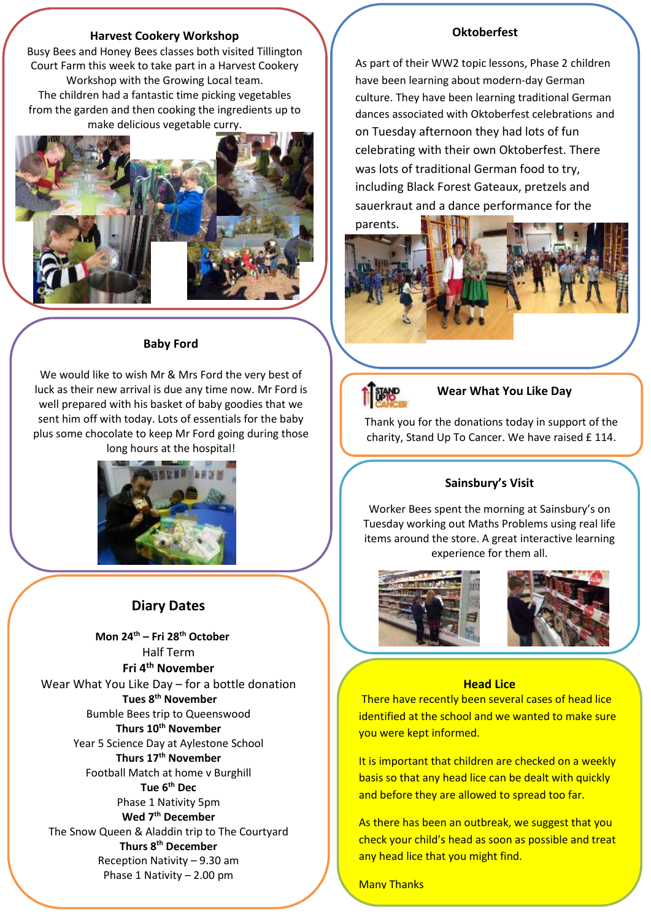## Harvest Cookery Workshop

Busy Bees and Honey Bees classes both visited Tillington Court Farm this week to take part in a Harvest Cookery Workshop with the Growing Local team.
The children had a fantastic time picking vegetables from the garden and then cooking the ingredients up to make delicious vegetable curry.

## Oktoberfest

As part of their WW2 topic lessons, Phase 2 children have been learning about modern-day German culture. They have been learning traditional German dances associated with Oktoberfest celebrations and on Tuesday afternoon they had lots of fun celebrating with their own Oktoberfest. There was lots of traditional German food to try, including Black Forest Gateaux, pretzels and sauerkraut and a dance performance for the parents.

## Baby Ford

We would like to wish Mr & Mrs Ford the very best of luck as their new arrival is due any time now. Mr Ford is well prepared with his basket of baby goodies that we sent him off with today. Lots of essentials for the baby plus some chocolate to keep Mr Ford going during those long hours at the hospital!

## Wear What You Like Day

Thank you for the donations today in support of the charity, Stand Up To Cancer. We have raised £ 114.

## Sainsbury's Visit

Worker Bees spent the morning at Sainsbury's on Tuesday working out Maths Problems using real life items around the store. A great interactive learning experience for them all.

## Diary Dates

**Mon 24th – Fri 28th October**
Half Term

**Fri 4th November**
Wear What You Like Day – for a bottle donation

**Tues 8th November**
Bumble Bees trip to Queenswood

**Thurs 10th November**
Year 5 Science Day at Aylestone School

**Thurs 17th November**
Football Match at home v Burghill

**Tue 6th Dec**
Phase 1 Nativity 5pm

**Wed 7th December**
The Snow Queen & Aladdin trip to The Courtyard

**Thurs 8th December**
Reception Nativity – 9.30 am
Phase 1 Nativity – 2.00 pm

## Head Lice

There have recently been several cases of head lice identified at the school and we wanted to make sure you were kept informed.

It is important that children are checked on a weekly basis so that any head lice can be dealt with quickly and before they are allowed to spread too far.

As there has been an outbreak, we suggest that you check your child's head as soon as possible and treat any head lice that you might find.

Many Thanks